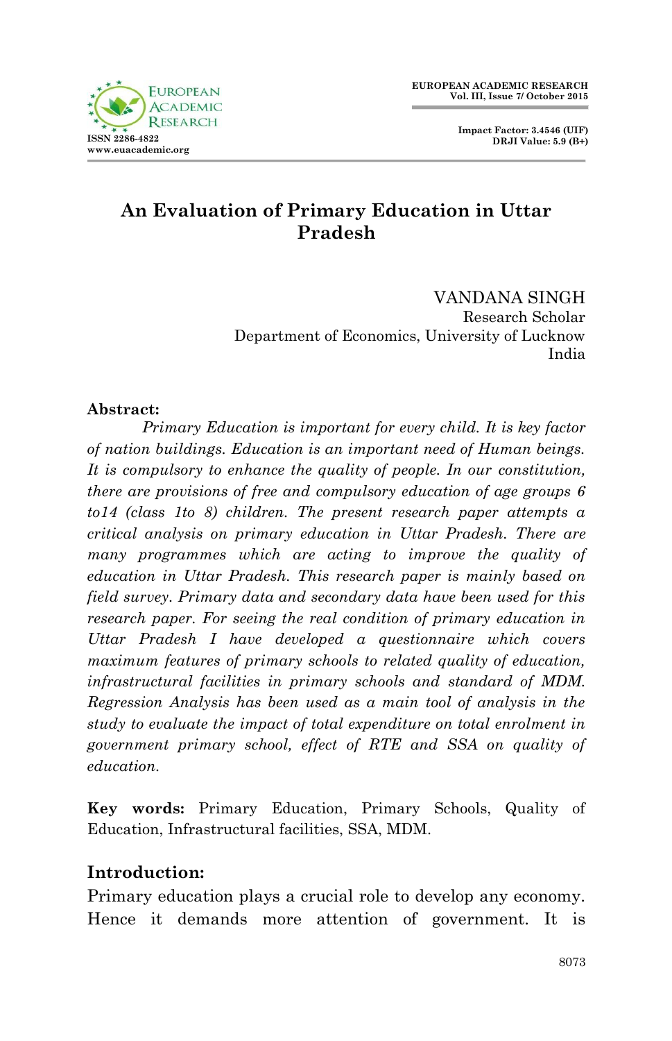# An Evaluation of Primary Education in Uttar Pradesh

VANDANA SINGH
Research Scholar
Department of Economics, University of Lucknow
India

**Abstract:**

*Primary Education is important for every child. It is key factor of nation buildings. Education is an important need of Human beings. It is compulsory to enhance the quality of people. In our constitution, there are provisions of free and compulsory education of age groups 6 to14 (class 1to 8) children. The present research paper attempts a critical analysis on primary education in Uttar Pradesh. There are many programmes which are acting to improve the quality of education in Uttar Pradesh. This research paper is mainly based on field survey. Primary data and secondary data have been used for this research paper. For seeing the real condition of primary education in Uttar Pradesh I have developed a questionnaire which covers maximum features of primary schools to related quality of education, infrastructural facilities in primary schools and standard of MDM. Regression Analysis has been used as a main tool of analysis in the study to evaluate the impact of total expenditure on total enrolment in government primary school, effect of RTE and SSA on quality of education.*

**Key words:** Primary Education, Primary Schools, Quality of Education, Infrastructural facilities, SSA, MDM.

## Introduction:

Primary education plays a crucial role to develop any economy. Hence it demands more attention of government. It is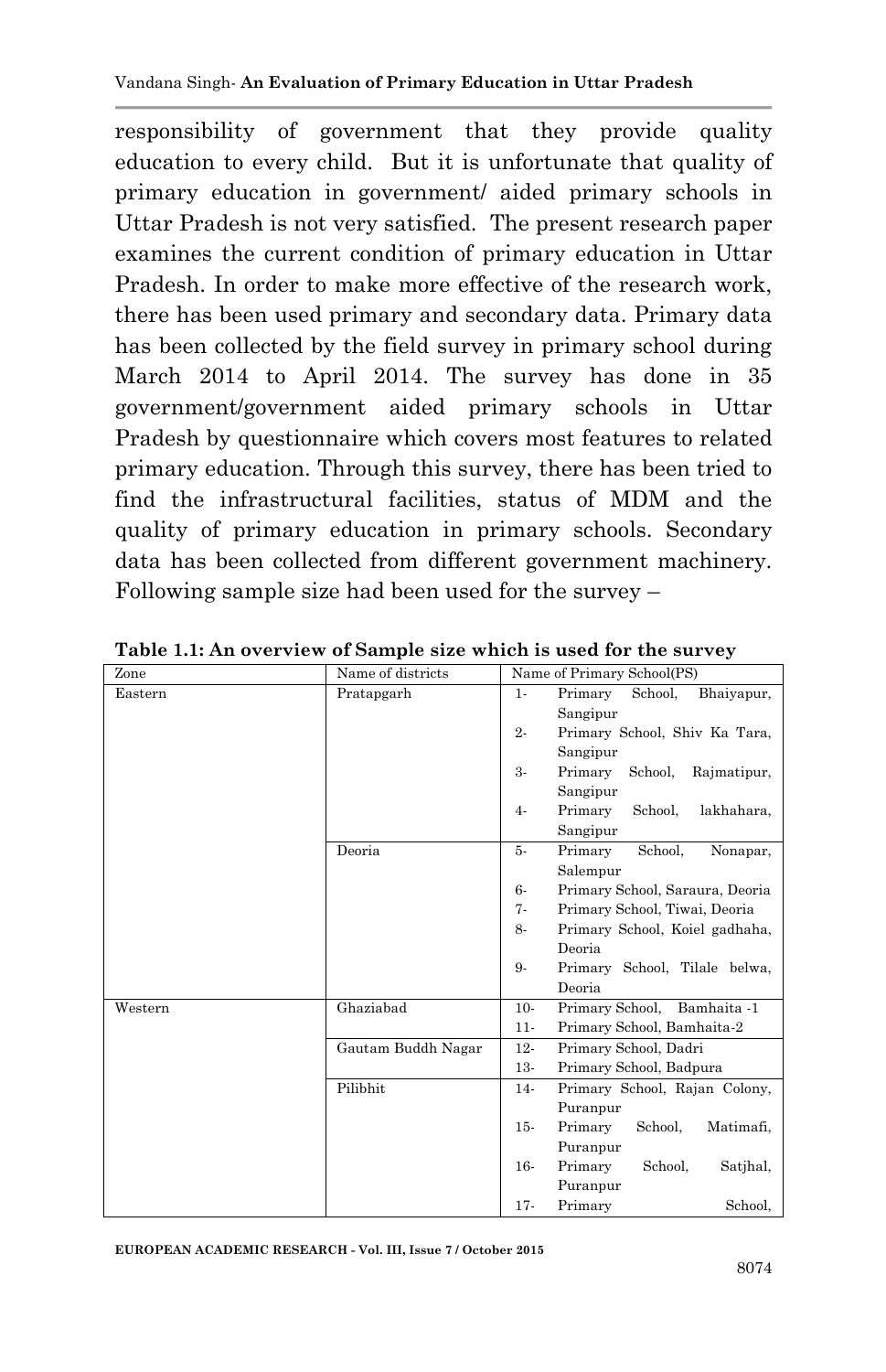responsibility of government that they provide quality education to every child. But it is unfortunate that quality of primary education in government/ aided primary schools in Uttar Pradesh is not very satisfied. The present research paper examines the current condition of primary education in Uttar Pradesh. In order to make more effective of the research work, there has been used primary and secondary data. Primary data has been collected by the field survey in primary school during March 2014 to April 2014. The survey has done in 35 government/government aided primary schools in Uttar Pradesh by questionnaire which covers most features to related primary education. Through this survey, there has been tried to find the infrastructural facilities, status of MDM and the quality of primary education in primary schools. Secondary data has been collected from different government machinery. Following sample size had been used for the survey –

**Table 1.1: An overview of Sample size which is used for the survey**

| Zone | Name of districts | Name of Primary School(PS) |
|---|---|---|
| Eastern | Pratapgarh | 1- Primary School, Bhaiyapur, Sangipur |
| | | 2- Primary School, Shiv Ka Tara, Sangipur |
| | | 3- Primary School, Rajmatipur, Sangipur |
| | | 4- Primary School, lakhahara, Sangipur |
| | Deoria | 5- Primary School, Nonapar, Salempur |
| | | 6- Primary School, Saraura, Deoria |
| | | 7- Primary School, Tiwai, Deoria |
| | | 8- Primary School, Koiel gadhaha, Deoria |
| | | 9- Primary School, Tilale belwa, Deoria |
| Western | Ghaziabad | 10- Primary School, Bamhaita -1 |
| | | 11- Primary School, Bamhaita-2 |
| | Gautam Buddh Nagar | 12- Primary School, Dadri |
| | | 13- Primary School, Badpura |
| | Pilibhit | 14- Primary School, Rajan Colony, Puranpur |
| | | 15- Primary School, Matimafi, Puranpur |
| | | 16- Primary School, Satjhal, Puranpur |
| | | 17- Primary School, |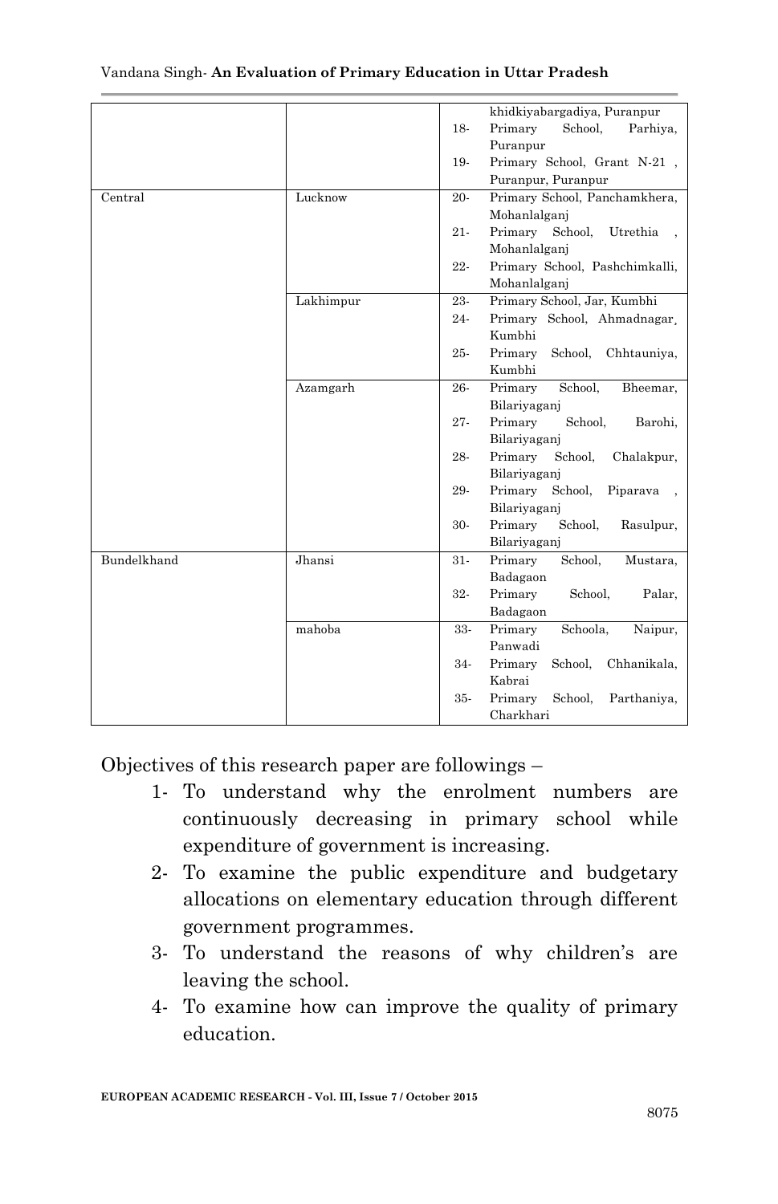| | | | |
|---|---|---|---|
| | | | khidkiyabargadiya, Puranpur |
| | | 18- | Primary School, Parhiya, Puranpur |
| | | 19- | Primary School, Grant N-21 , Puranpur, Puranpur |
| Central | Lucknow | 20- | Primary School, Panchamkhera, Mohanlalganj |
| | | 21- | Primary School, Utrethia , Mohanlalganj |
| | | 22- | Primary School, Pashchimkalli, Mohanlalganj |
| | Lakhimpur | 23- | Primary School, Jar, Kumbhi |
| | | 24- | Primary School, Ahmadnagar, Kumbhi |
| | | 25- | Primary School, Chhtauniya, Kumbhi |
| | Azamgarh | 26- | Primary School, Bheemar, Bilariyaganj |
| | | 27- | Primary School, Barohi, Bilariyaganj |
| | | 28- | Primary School, Chalakpur, Bilariyaganj |
| | | 29- | Primary School, Piparava , Bilariyaganj |
| | | 30- | Primary School, Rasulpur, Bilariyaganj |
| Bundelkhand | Jhansi | 31- | Primary School, Mustara, Badagaon |
| | | 32- | Primary School, Palar, Badagaon |
| | mahoba | 33- | Primary Schoola, Naipur, Panwadi |
| | | 34- | Primary School, Chhanikala, Kabrai |
| | | 35- | Primary School, Parthaniya, Charkhari |

Objectives of this research paper are followings –

1- To understand why the enrolment numbers are continuously decreasing in primary school while expenditure of government is increasing.
2- To examine the public expenditure and budgetary allocations on elementary education through different government programmes.
3- To understand the reasons of why children's are leaving the school.
4- To examine how can improve the quality of primary education.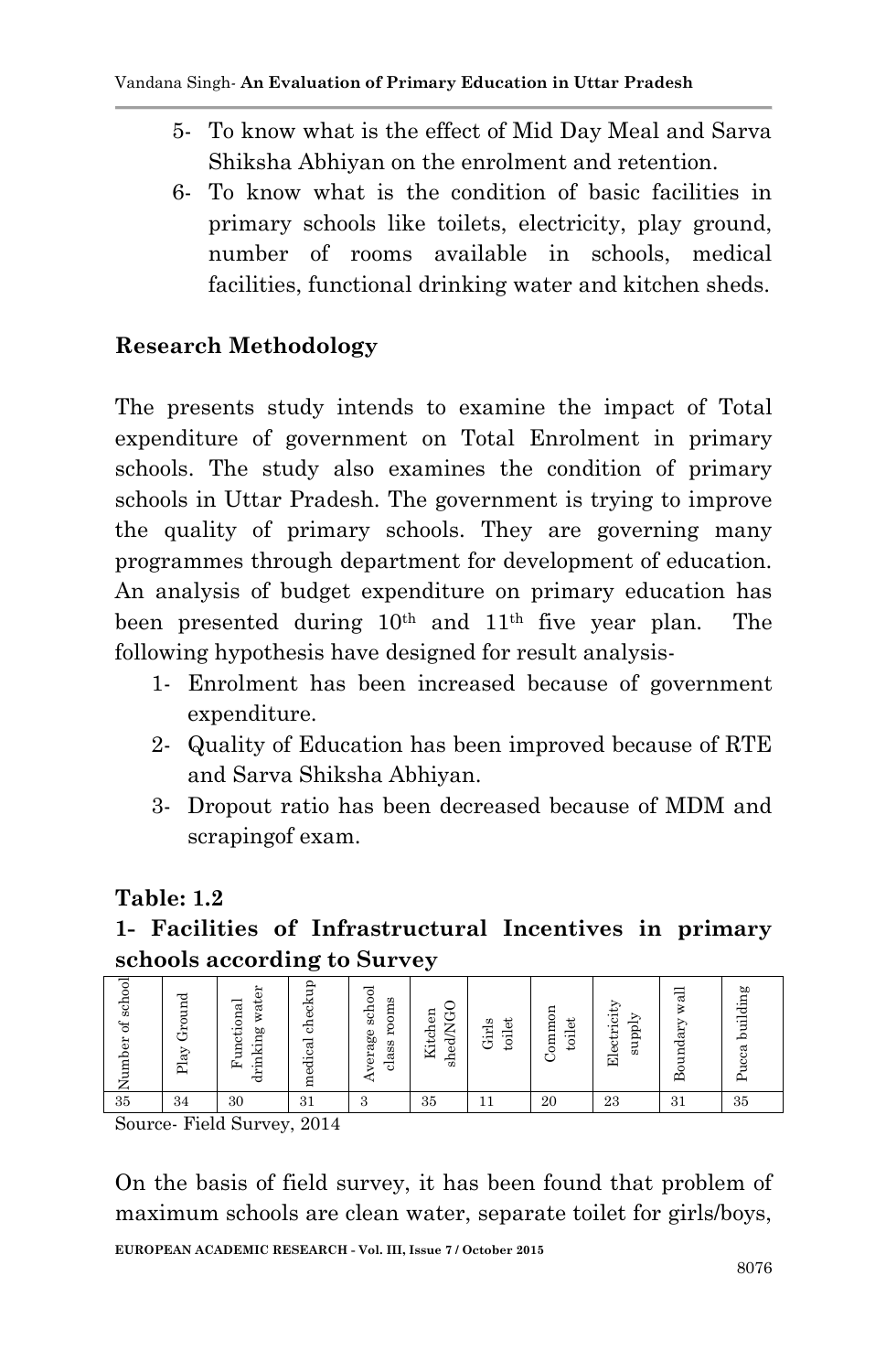5- To know what is the effect of Mid Day Meal and Sarva Shiksha Abhiyan on the enrolment and retention.

6- To know what is the condition of basic facilities in primary schools like toilets, electricity, play ground, number of rooms available in schools, medical facilities, functional drinking water and kitchen sheds.

## Research Methodology

The presents study intends to examine the impact of Total expenditure of government on Total Enrolment in primary schools. The study also examines the condition of primary schools in Uttar Pradesh. The government is trying to improve the quality of primary schools. They are governing many programmes through department for development of education. An analysis of budget expenditure on primary education has been presented during 10th and 11th five year plan. The following hypothesis have designed for result analysis-

1- Enrolment has been increased because of government expenditure.

2- Quality of Education has been improved because of RTE and Sarva Shiksha Abhiyan.

3- Dropout ratio has been decreased because of MDM and scrapingof exam.

**Table: 1.2**

**1- Facilities of Infrastructural Incentives in primary schools according to Survey**

| Number of school | Play Ground | Functional drinking water | medical checkup | Average school class rooms | Kitchen shed/NGO | Girls toilet | Common toilet | Electricity supply | Boundary wall | Pucca building |
|---|---|---|---|---|---|---|---|---|---|---|
| 35 | 34 | 30 | 31 | 3 | 35 | 11 | 20 | 23 | 31 | 35 |

Source- Field Survey, 2014

On the basis of field survey, it has been found that problem of maximum schools are clean water, separate toilet for girls/boys,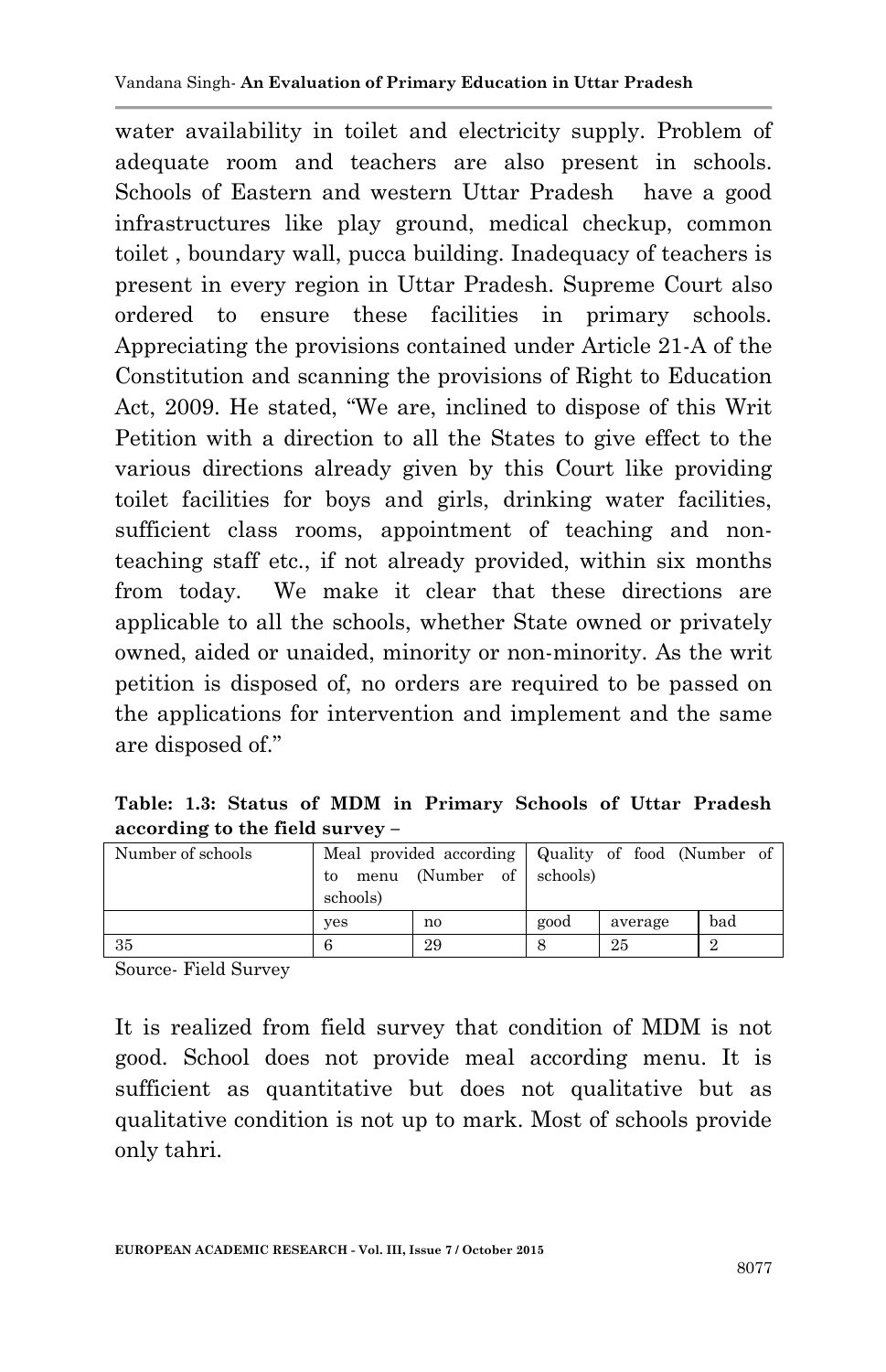water availability in toilet and electricity supply. Problem of adequate room and teachers are also present in schools. Schools of Eastern and western Uttar Pradesh have a good infrastructures like play ground, medical checkup, common toilet , boundary wall, pucca building. Inadequacy of teachers is present in every region in Uttar Pradesh. Supreme Court also ordered to ensure these facilities in primary schools. Appreciating the provisions contained under Article 21-A of the Constitution and scanning the provisions of Right to Education Act, 2009. He stated, "We are, inclined to dispose of this Writ Petition with a direction to all the States to give effect to the various directions already given by this Court like providing toilet facilities for boys and girls, drinking water facilities, sufficient class rooms, appointment of teaching and non-teaching staff etc., if not already provided, within six months from today. We make it clear that these directions are applicable to all the schools, whether State owned or privately owned, aided or unaided, minority or non-minority. As the writ petition is disposed of, no orders are required to be passed on the applications for intervention and implement and the same are disposed of."

**Table: 1.3: Status of MDM in Primary Schools of Uttar Pradesh according to the field survey –**

| Number of schools | Meal provided according to menu (Number of schools) | | Quality of food (Number of schools) | | |
|---|---|---|---|---|---|
| | yes | no | good | average | bad |
| 35 | 6 | 29 | 8 | 25 | 2 |

Source- Field Survey

It is realized from field survey that condition of MDM is not good. School does not provide meal according menu. It is sufficient as quantitative but does not qualitative but as qualitative condition is not up to mark. Most of schools provide only tahri.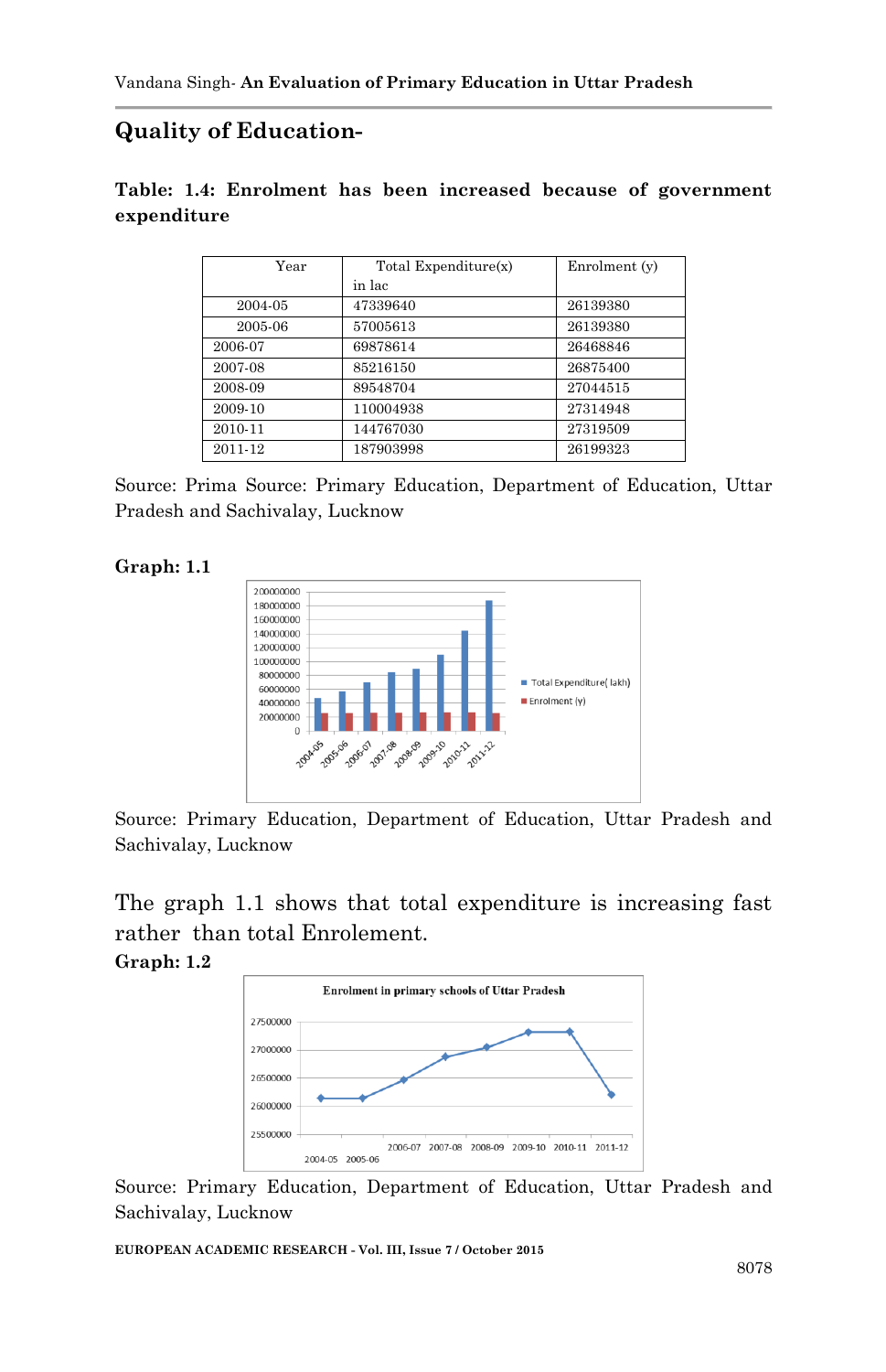## Quality of Education-

**Table: 1.4: Enrolment has been increased because of government expenditure**

| Year | Total Expenditure(x) in lac | Enrolment (y) |
|---|---|---|
| 2004-05 | 47339640 | 26139380 |
| 2005-06 | 57005613 | 26139380 |
| 2006-07 | 69878614 | 26468846 |
| 2007-08 | 85216150 | 26875400 |
| 2008-09 | 89548704 | 27044515 |
| 2009-10 | 110004938 | 27314948 |
| 2010-11 | 144767030 | 27319509 |
| 2011-12 | 187903998 | 26199323 |

Source: Prima Source: Primary Education, Department of Education, Uttar Pradesh and Sachivalay, Lucknow

**Graph: 1.1**

Source: Primary Education, Department of Education, Uttar Pradesh and Sachivalay, Lucknow

The graph 1.1 shows that total expenditure is increasing fast rather than total Enrolement.

**Graph: 1.2**

Source: Primary Education, Department of Education, Uttar Pradesh and Sachivalay, Lucknow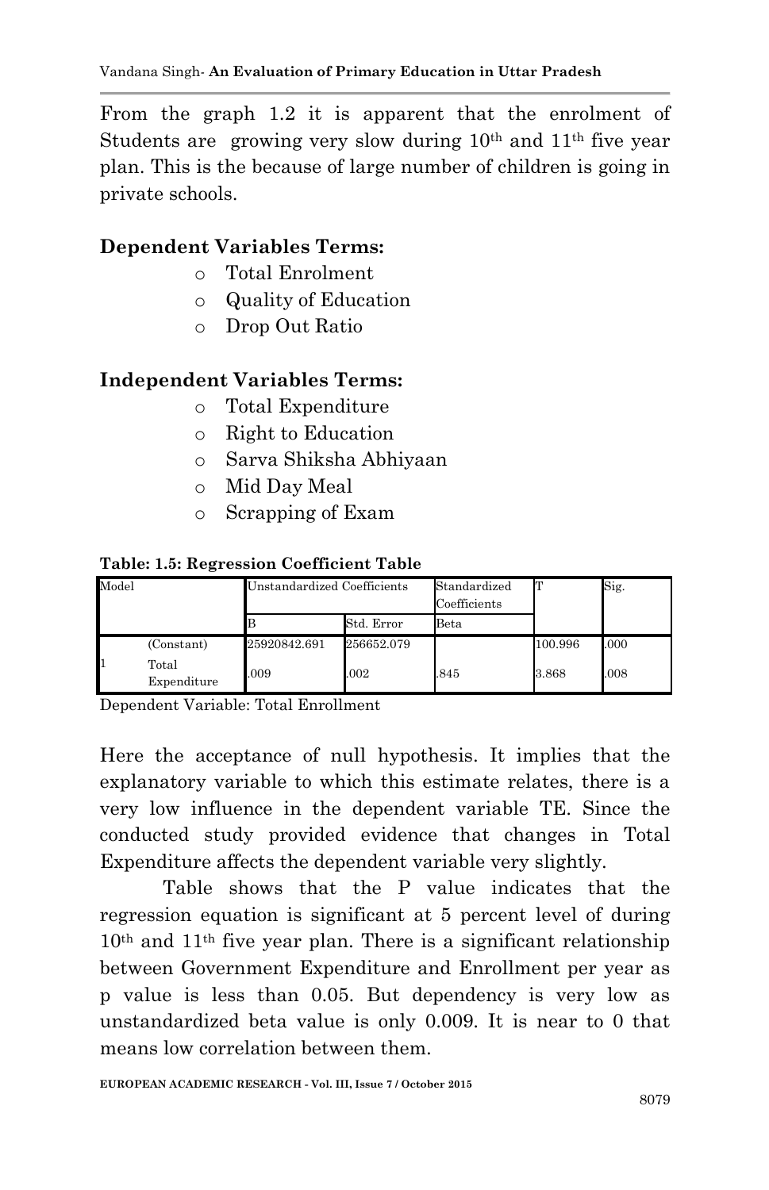From the graph 1.2 it is apparent that the enrolment of Students are growing very slow during 10th and 11th five year plan. This is the because of large number of children is going in private schools.

**Dependent Variables Terms:**

- Total Enrolment
- Quality of Education
- Drop Out Ratio

**Independent Variables Terms:**

- Total Expenditure
- Right to Education
- Sarva Shiksha Abhiyaan
- Mid Day Meal
- Scrapping of Exam

**Table: 1.5: Regression Coefficient Table**

| Model | | Unstandardized Coefficients | | Standardized Coefficients | T | Sig. |
|---|---|---|---|---|---|---|
| | | B | Std. Error | Beta | | |
| 1 | (Constant) | 25920842.691 | 256652.079 | | 100.996 | .000 |
| | Total Expenditure | .009 | .002 | .845 | 3.868 | .008 |

Dependent Variable: Total Enrollment

Here the acceptance of null hypothesis. It implies that the explanatory variable to which this estimate relates, there is a very low influence in the dependent variable TE. Since the conducted study provided evidence that changes in Total Expenditure affects the dependent variable very slightly.

Table shows that the P value indicates that the regression equation is significant at 5 percent level of during 10th and 11th five year plan. There is a significant relationship between Government Expenditure and Enrollment per year as p value is less than 0.05. But dependency is very low as unstandardized beta value is only 0.009. It is near to 0 that means low correlation between them.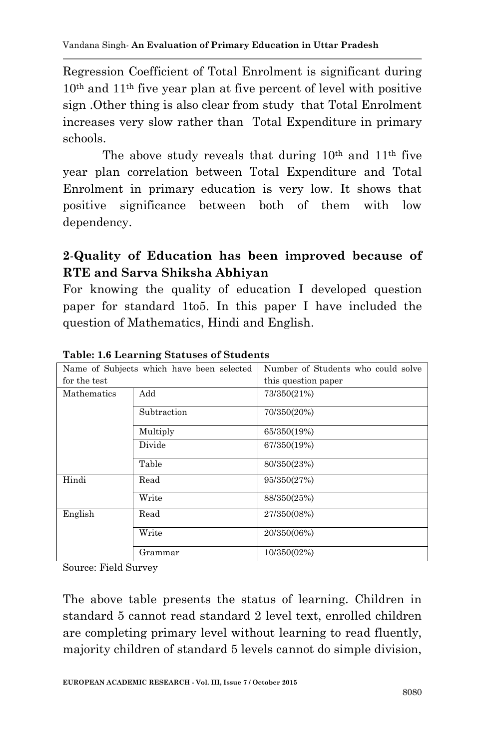Regression Coefficient of Total Enrolment is significant during 10th and 11th five year plan at five percent of level with positive sign .Other thing is also clear from study that Total Enrolment increases very slow rather than Total Expenditure in primary schools.

The above study reveals that during 10th and 11th five year plan correlation between Total Expenditure and Total Enrolment in primary education is very low. It shows that positive significance between both of them with low dependency.

## 2-Quality of Education has been improved because of RTE and Sarva Shiksha Abhiyan

For knowing the quality of education I developed question paper for standard 1to5. In this paper I have included the question of Mathematics, Hindi and English.

**Table: 1.6 Learning Statuses of Students**

| Name of Subjects which have been selected for the test | | Number of Students who could solve this question paper |
|---|---|---|
| Mathematics | Add | 73/350(21%) |
| | Subtraction | 70/350(20%) |
| | Multiply | 65/350(19%) |
| | Divide | 67/350(19%) |
| | Table | 80/350(23%) |
| Hindi | Read | 95/350(27%) |
| | Write | 88/350(25%) |
| English | Read | 27/350(08%) |
| | Write | 20/350(06%) |
| | Grammar | 10/350(02%) |

Source: Field Survey

The above table presents the status of learning. Children in standard 5 cannot read standard 2 level text, enrolled children are completing primary level without learning to read fluently, majority children of standard 5 levels cannot do simple division,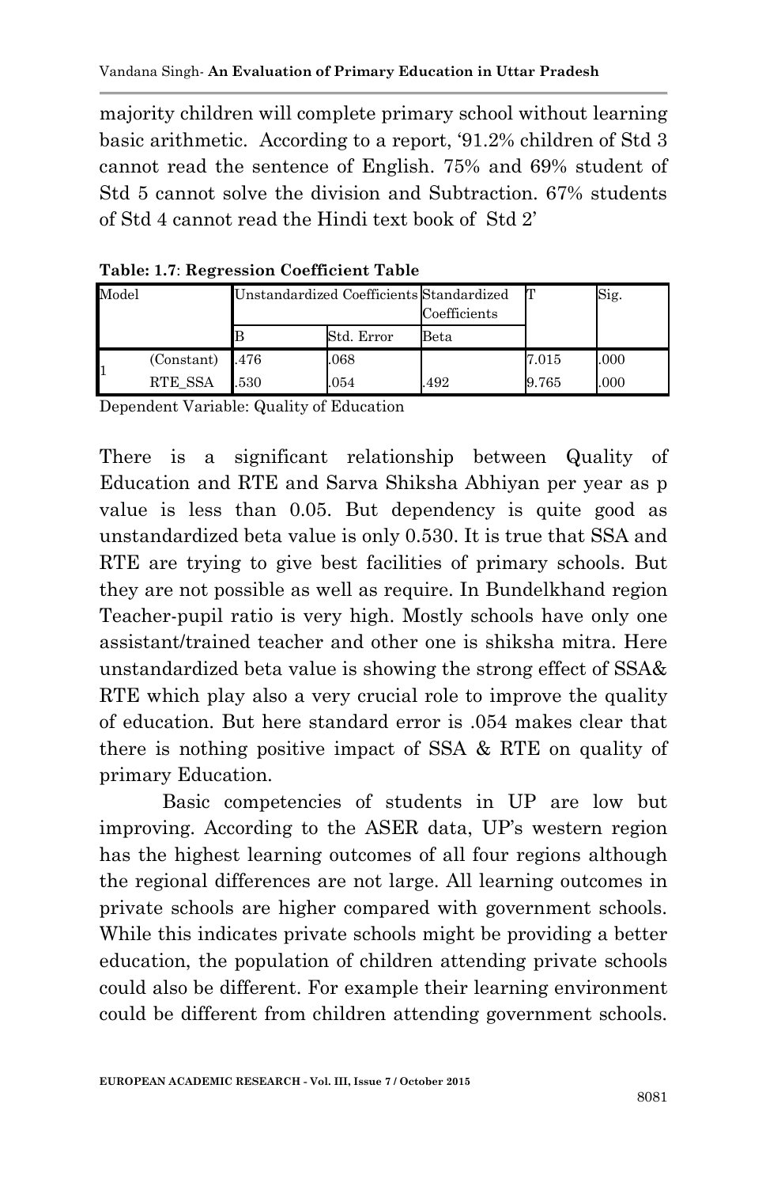majority children will complete primary school without learning basic arithmetic. According to a report, '91.2% children of Std 3 cannot read the sentence of English. 75% and 69% student of Std 5 cannot solve the division and Subtraction. 67% students of Std 4 cannot read the Hindi text book of Std 2'

**Table: 1.7**: **Regression Coefficient Table**

| Model | | Unstandardized Coefficients | | Standardized Coefficients | T | Sig. |
|---|---|---|---|---|---|---|
| | | B | Std. Error | Beta | | |
| 1 | (Constant) | .476 | .068 | | 7.015 | .000 |
| | RTE_SSA | .530 | .054 | .492 | 9.765 | .000 |

Dependent Variable: Quality of Education

There is a significant relationship between Quality of Education and RTE and Sarva Shiksha Abhiyan per year as p value is less than 0.05. But dependency is quite good as unstandardized beta value is only 0.530. It is true that SSA and RTE are trying to give best facilities of primary schools. But they are not possible as well as require. In Bundelkhand region Teacher-pupil ratio is very high. Mostly schools have only one assistant/trained teacher and other one is shiksha mitra. Here unstandardized beta value is showing the strong effect of SSA& RTE which play also a very crucial role to improve the quality of education. But here standard error is .054 makes clear that there is nothing positive impact of SSA & RTE on quality of primary Education.

Basic competencies of students in UP are low but improving. According to the ASER data, UP's western region has the highest learning outcomes of all four regions although the regional differences are not large. All learning outcomes in private schools are higher compared with government schools. While this indicates private schools might be providing a better education, the population of children attending private schools could also be different. For example their learning environment could be different from children attending government schools.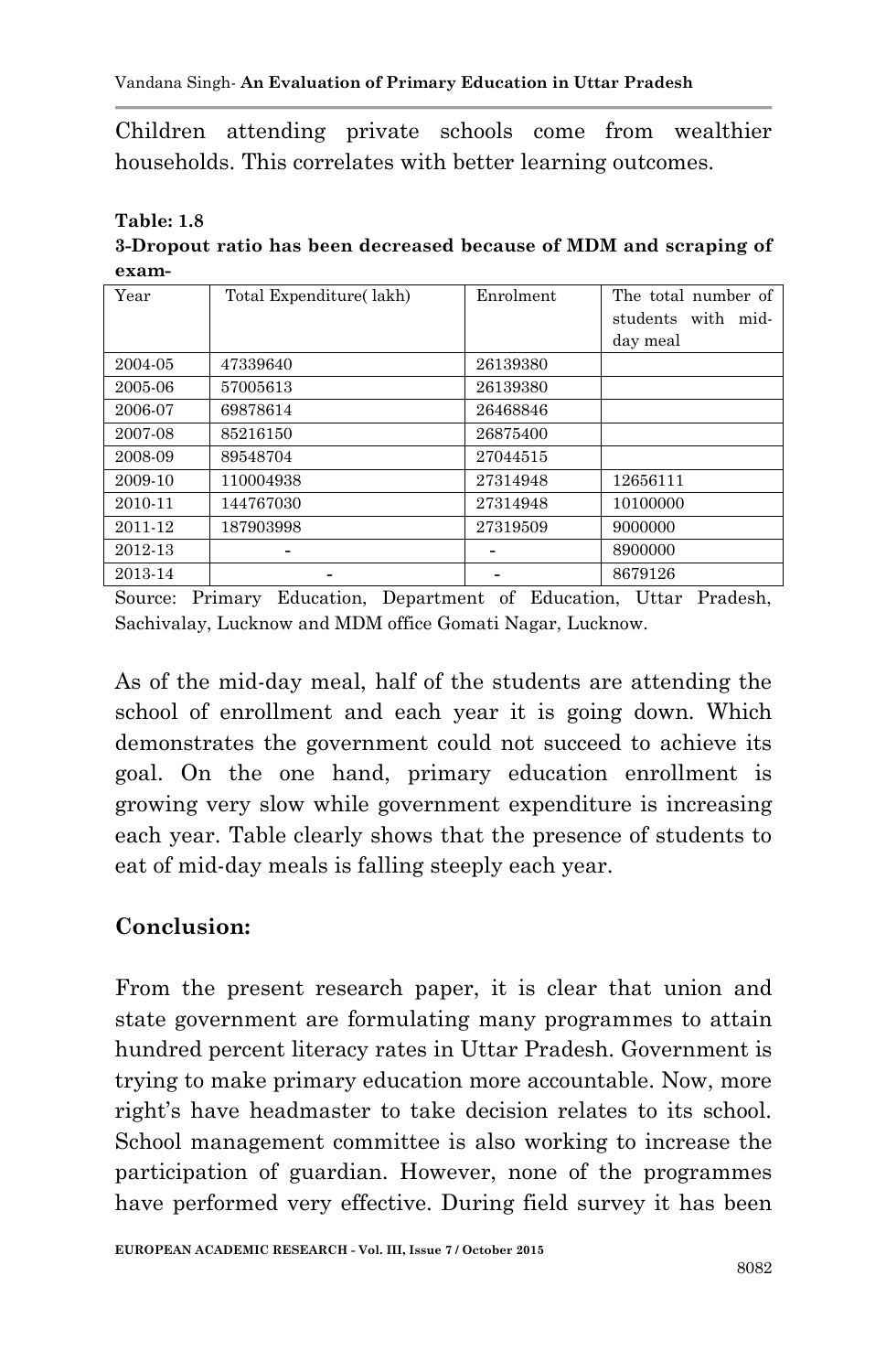Children attending private schools come from wealthier households. This correlates with better learning outcomes.

**Table: 1.8**

**3-Dropout ratio has been decreased because of MDM and scraping of exam-**

| Year | Total Expenditure( lakh) | Enrolment | The total number of students with mid-day meal |
|---|---|---|---|
| 2004-05 | 47339640 | 26139380 | |
| 2005-06 | 57005613 | 26139380 | |
| 2006-07 | 69878614 | 26468846 | |
| 2007-08 | 85216150 | 26875400 | |
| 2008-09 | 89548704 | 27044515 | |
| 2009-10 | 110004938 | 27314948 | 12656111 |
| 2010-11 | 144767030 | 27314948 | 10100000 |
| 2011-12 | 187903998 | 27319509 | 9000000 |
| 2012-13 | - | - | 8900000 |
| 2013-14 | - | - | 8679126 |

Source: Primary Education, Department of Education, Uttar Pradesh, Sachivalay, Lucknow and MDM office Gomati Nagar, Lucknow.

As of the mid-day meal, half of the students are attending the school of enrollment and each year it is going down. Which demonstrates the government could not succeed to achieve its goal. On the one hand, primary education enrollment is growing very slow while government expenditure is increasing each year. Table clearly shows that the presence of students to eat of mid-day meals is falling steeply each year.

## Conclusion:

From the present research paper, it is clear that union and state government are formulating many programmes to attain hundred percent literacy rates in Uttar Pradesh. Government is trying to make primary education more accountable. Now, more right's have headmaster to take decision relates to its school. School management committee is also working to increase the participation of guardian. However, none of the programmes have performed very effective. During field survey it has been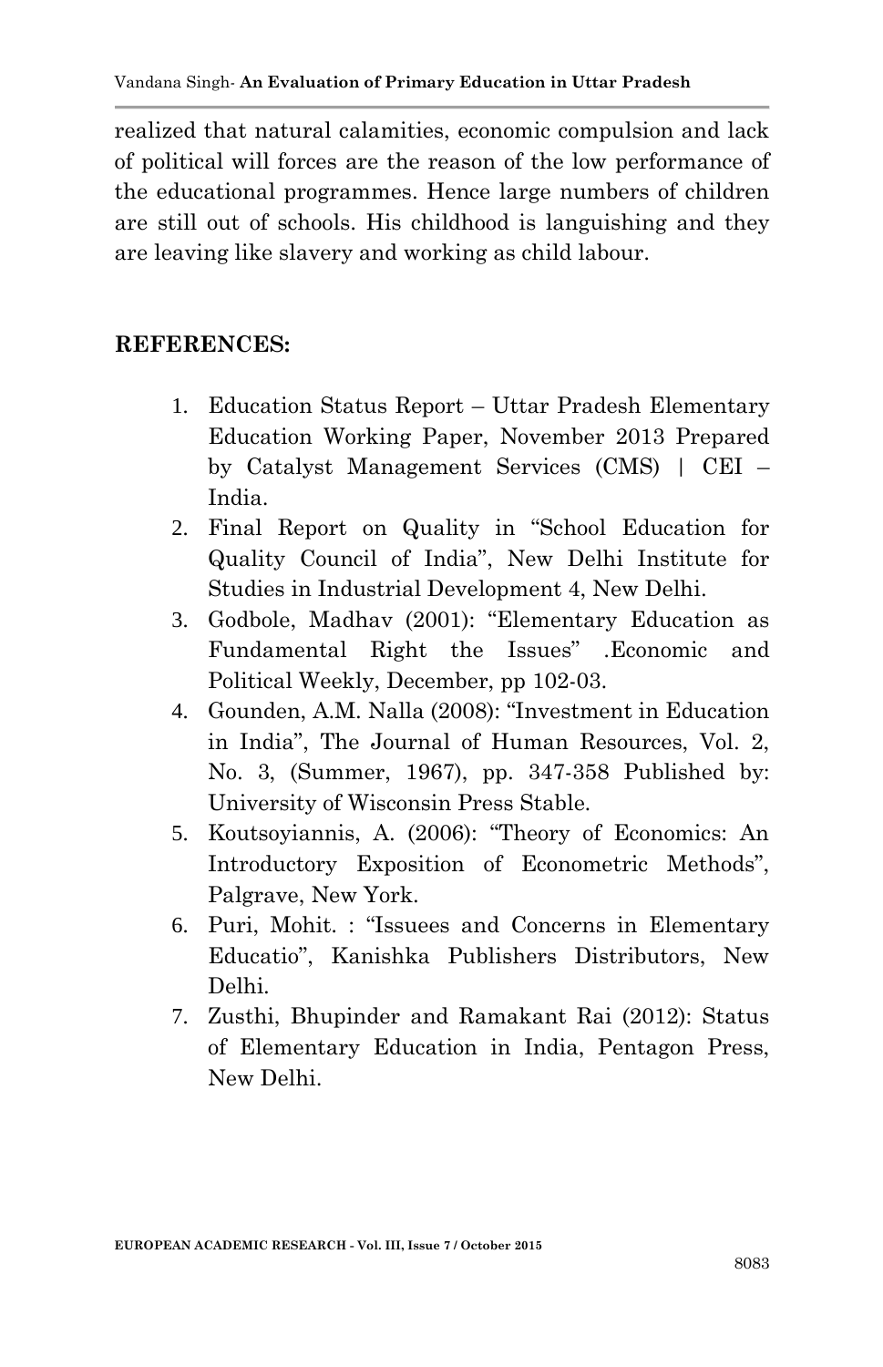realized that natural calamities, economic compulsion and lack of political will forces are the reason of the low performance of the educational programmes. Hence large numbers of children are still out of schools. His childhood is languishing and they are leaving like slavery and working as child labour.

## REFERENCES:

1. Education Status Report – Uttar Pradesh Elementary Education Working Paper, November 2013 Prepared by Catalyst Management Services (CMS) | CEI – India.
2. Final Report on Quality in "School Education for Quality Council of India", New Delhi Institute for Studies in Industrial Development 4, New Delhi.
3. Godbole, Madhav (2001): "Elementary Education as Fundamental Right the Issues" .Economic and Political Weekly, December, pp 102-03.
4. Gounden, A.M. Nalla (2008): "Investment in Education in India", The Journal of Human Resources, Vol. 2, No. 3, (Summer, 1967), pp. 347-358 Published by: University of Wisconsin Press Stable.
5. Koutsoyiannis, A. (2006): "Theory of Economics: An Introductory Exposition of Econometric Methods", Palgrave, New York.
6. Puri, Mohit. : "Issuees and Concerns in Elementary Educatio", Kanishka Publishers Distributors, New Delhi.
7. Zusthi, Bhupinder and Ramakant Rai (2012): Status of Elementary Education in India, Pentagon Press, New Delhi.